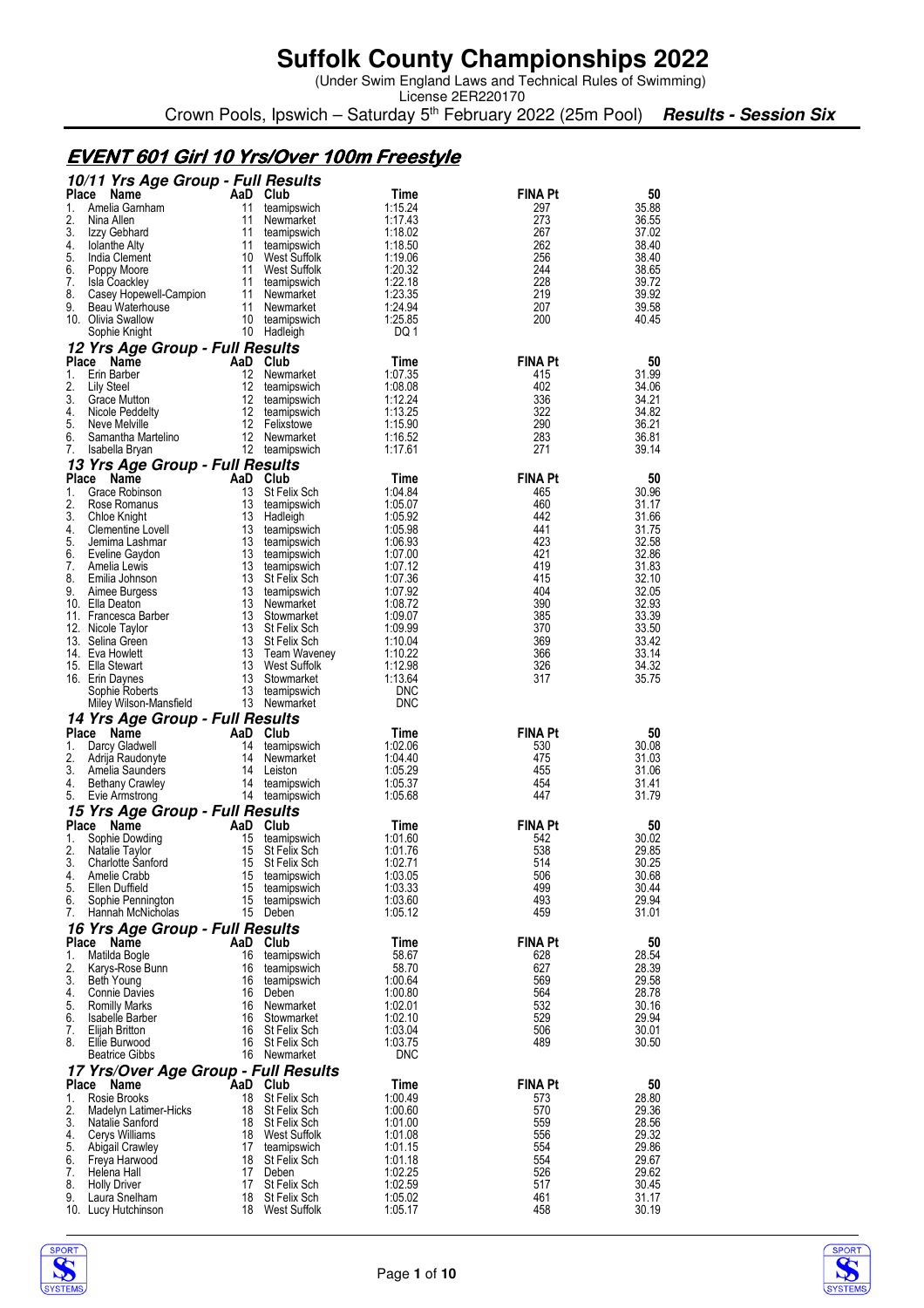# Suffolk County Championships 2022

(Under Swim England Laws and Technical Rules of Swimming)
License 2ER220170

Crown Pools, Ipswich – Saturday 5th February 2022 (25m Pool) ***Results - Session Six***

## EVENT 601 Girl 10 Yrs/Over 100m Freestyle

### 10/11 Yrs Age Group - Full Results

| Place | Name | AaD | Club | Time | FINA Pt | 50 |
|---|---|---|---|---|---|---|
| 1. | Amelia Garnham | 11 | teamipswich | 1:15.24 | 297 | 35.88 |
| 2. | Nina Allen | 11 | Newmarket | 1:17.43 | 273 | 36.55 |
| 3. | Izzy Gebhard | 11 | teamipswich | 1:18.02 | 267 | 37.02 |
| 4. | Iolanthe Alty | 11 | teamipswich | 1:18.50 | 262 | 38.40 |
| 5. | India Clement | 10 | West Suffolk | 1:19.06 | 256 | 38.40 |
| 6. | Poppy Moore | 11 | West Suffolk | 1:20.32 | 244 | 38.65 |
| 7. | Isla Coackley | 11 | teamipswich | 1:22.18 | 228 | 39.72 |
| 8. | Casey Hopewell-Campion | 11 | Newmarket | 1:23.35 | 219 | 39.92 |
| 9. | Beau Waterhouse | 11 | Newmarket | 1:24.94 | 207 | 39.58 |
| 10. | Olivia Swallow | 10 | teamipswich | 1:25.85 | 200 | 40.45 |
| | Sophie Knight | 10 | Hadleigh | DQ 1 | | |

### 12 Yrs Age Group - Full Results

| Place | Name | AaD | Club | Time | FINA Pt | 50 |
|---|---|---|---|---|---|---|
| 1. | Erin Barber | 12 | Newmarket | 1:07.35 | 415 | 31.99 |
| 2. | Lily Steel | 12 | teamipswich | 1:08.08 | 402 | 34.06 |
| 3. | Grace Mutton | 12 | teamipswich | 1:12.24 | 336 | 34.21 |
| 4. | Nicole Peddelty | 12 | teamipswich | 1:13.25 | 322 | 34.82 |
| 5. | Neve Melville | 12 | Felixstowe | 1:15.90 | 290 | 36.21 |
| 6. | Samantha Martelino | 12 | Newmarket | 1:16.52 | 283 | 36.81 |
| 7. | Isabella Bryan | 12 | teamipswich | 1:17.61 | 271 | 39.14 |

### 13 Yrs Age Group - Full Results

| Place | Name | AaD | Club | Time | FINA Pt | 50 |
|---|---|---|---|---|---|---|
| 1. | Grace Robinson | 13 | St Felix Sch | 1:04.84 | 465 | 30.96 |
| 2. | Rose Romanus | 13 | teamipswich | 1:05.07 | 460 | 31.17 |
| 3. | Chloe Knight | 13 | Hadleigh | 1:05.92 | 442 | 31.66 |
| 4. | Clementine Lovell | 13 | teamipswich | 1:05.98 | 441 | 31.75 |
| 5. | Jemima Lashmar | 13 | teamipswich | 1:06.93 | 423 | 32.58 |
| 6. | Eveline Gaydon | 13 | teamipswich | 1:07.00 | 421 | 32.86 |
| 7. | Amelia Lewis | 13 | teamipswich | 1:07.12 | 419 | 31.83 |
| 8. | Emilia Johnson | 13 | St Felix Sch | 1:07.36 | 415 | 32.10 |
| 9. | Aimee Burgess | 13 | teamipswich | 1:07.92 | 404 | 32.05 |
| 10. | Ella Deaton | 13 | Newmarket | 1:08.72 | 390 | 32.93 |
| 11. | Francesca Barber | 13 | Stowmarket | 1:09.07 | 385 | 33.39 |
| 12. | Nicole Taylor | 13 | St Felix Sch | 1:09.99 | 370 | 33.50 |
| 13. | Selina Green | 13 | St Felix Sch | 1:10.04 | 369 | 33.42 |
| 14. | Eva Howlett | 13 | Team Waveney | 1:10.22 | 366 | 33.14 |
| 15. | Ella Stewart | 13 | West Suffolk | 1:12.98 | 326 | 34.32 |
| 16. | Erin Daynes | 13 | Stowmarket | 1:13.64 | 317 | 35.75 |
| | Sophie Roberts | 13 | teamipswich | DNC | | |
| | Miley Wilson-Mansfield | 13 | Newmarket | DNC | | |

### 14 Yrs Age Group - Full Results

| Place | Name | AaD | Club | Time | FINA Pt | 50 |
|---|---|---|---|---|---|---|
| 1. | Darcy Gladwell | 14 | teamipswich | 1:02.06 | 530 | 30.08 |
| 2. | Adrija Raudonyte | 14 | Newmarket | 1:04.40 | 475 | 31.03 |
| 3. | Amelia Saunders | 14 | Leiston | 1:05.29 | 455 | 31.06 |
| 4. | Bethany Crawley | 14 | teamipswich | 1:05.37 | 454 | 31.41 |
| 5. | Evie Armstrong | 14 | teamipswich | 1:05.68 | 447 | 31.79 |

### 15 Yrs Age Group - Full Results

| Place | Name | AaD | Club | Time | FINA Pt | 50 |
|---|---|---|---|---|---|---|
| 1. | Sophie Dowding | 15 | teamipswich | 1:01.60 | 542 | 30.02 |
| 2. | Natalie Taylor | 15 | St Felix Sch | 1:01.76 | 538 | 29.85 |
| 3. | Charlotte Sanford | 15 | St Felix Sch | 1:02.71 | 514 | 30.25 |
| 4. | Amelie Crabb | 15 | teamipswich | 1:03.05 | 506 | 30.68 |
| 5. | Ellen Duffield | 15 | teamipswich | 1:03.33 | 499 | 30.44 |
| 6. | Sophie Pennington | 15 | teamipswich | 1:03.60 | 493 | 29.94 |
| 7. | Hannah McNicholas | 15 | Deben | 1:05.12 | 459 | 31.01 |

### 16 Yrs Age Group - Full Results

| Place | Name | AaD | Club | Time | FINA Pt | 50 |
|---|---|---|---|---|---|---|
| 1. | Matilda Bogle | 16 | teamipswich | 58.67 | 628 | 28.54 |
| 2. | Karys-Rose Bunn | 16 | teamipswich | 58.70 | 627 | 28.39 |
| 3. | Beth Young | 16 | teamipswich | 1:00.64 | 569 | 29.58 |
| 4. | Connie Davies | 16 | Deben | 1:00.80 | 564 | 28.78 |
| 5. | Romilly Marks | 16 | Newmarket | 1:02.01 | 532 | 30.16 |
| 6. | Isabelle Barber | 16 | Stowmarket | 1:02.10 | 529 | 29.94 |
| 7. | Elijah Britton | 16 | St Felix Sch | 1:03.04 | 506 | 30.01 |
| 8. | Ellie Burwood | 16 | St Felix Sch | 1:03.75 | 489 | 30.50 |
| | Beatrice Gibbs | 16 | Newmarket | DNC | | |

### 17 Yrs/Over Age Group - Full Results

| Place | Name | AaD | Club | Time | FINA Pt | 50 |
|---|---|---|---|---|---|---|
| 1. | Rosie Brooks | 18 | St Felix Sch | 1:00.49 | 573 | 28.80 |
| 2. | Madelyn Latimer-Hicks | 18 | St Felix Sch | 1:00.60 | 570 | 29.36 |
| 3. | Natalie Sanford | 18 | St Felix Sch | 1:01.00 | 559 | 28.56 |
| 4. | Cerys Williams | 18 | West Suffolk | 1:01.08 | 556 | 29.32 |
| 5. | Abigail Crawley | 17 | teamipswich | 1:01.15 | 554 | 29.86 |
| 6. | Freya Harwood | 18 | St Felix Sch | 1:01.18 | 554 | 29.67 |
| 7. | Helena Hall | 17 | Deben | 1:02.25 | 526 | 29.62 |
| 8. | Holly Driver | 17 | St Felix Sch | 1:02.59 | 517 | 30.45 |
| 9. | Laura Snelham | 18 | St Felix Sch | 1:05.02 | 461 | 31.17 |
| 10. | Lucy Hutchinson | 18 | West Suffolk | 1:05.17 | 458 | 30.19 |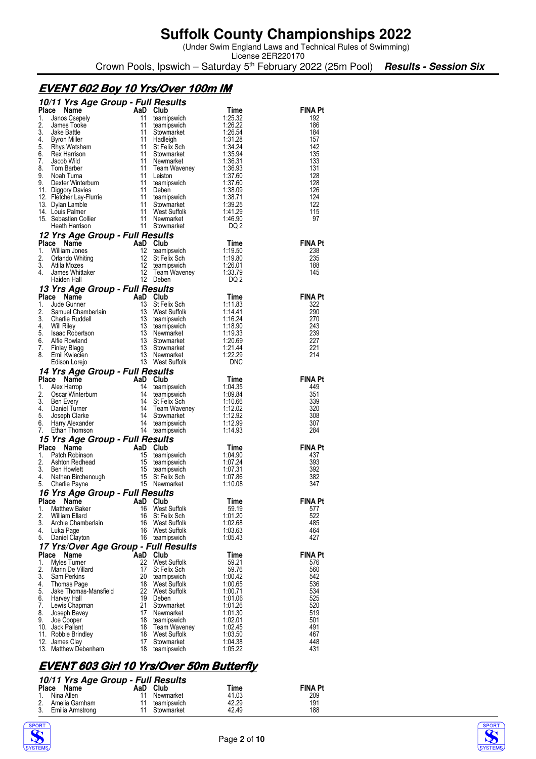# Suffolk County Championships 2022

(Under Swim England Laws and Technical Rules of Swimming)
License 2ER220170

Crown Pools, Ipswich – Saturday 5th February 2022 (25m Pool) ***Results - Session Six***

## EVENT 602 Boy 10 Yrs/Over 100m IM

### 10/11 Yrs Age Group - Full Results

| Place | Name | AaD | Club | Time | FINA Pt |
|---|---|---|---|---|---|
| 1. | Janos Csepely | 11 | teamipswich | 1:25.32 | 192 |
| 2. | James Tooke | 11 | teamipswich | 1:26.22 | 186 |
| 3. | Jake Battle | 11 | Stowmarket | 1:26.54 | 184 |
| 4. | Byron Miller | 11 | Hadleigh | 1:31.28 | 157 |
| 5. | Rhys Watsham | 11 | St Felix Sch | 1:34.24 | 142 |
| 6. | Rex Harrison | 11 | Stowmarket | 1:35.94 | 135 |
| 7. | Jacob Wild | 11 | Newmarket | 1:36.31 | 133 |
| 8. | Tom Barber | 11 | Team Waveney | 1:36.93 | 131 |
| 9. | Noah Turna | 11 | Leiston | 1:37.60 | 128 |
| 9. | Dexter Winterburn | 11 | teamipswich | 1:37.60 | 128 |
| 11. | Diggory Davies | 11 | Deben | 1:38.09 | 126 |
| 12. | Fletcher Lay-Flurrie | 11 | teamipswich | 1:38.71 | 124 |
| 13. | Dylan Lamble | 11 | Stowmarket | 1:39.25 | 122 |
| 14. | Louis Palmer | 11 | West Suffolk | 1:41.29 | 115 |
| 15. | Sebastien Collier | 11 | Newmarket | 1:46.90 | 97 |
| | Heath Harrison | 11 | Stowmarket | DQ 2 | |

### 12 Yrs Age Group - Full Results

| Place | Name | AaD | Club | Time | FINA Pt |
|---|---|---|---|---|---|
| 1. | William Jones | 12 | teamipswich | 1:19.50 | 238 |
| 2. | Orlando Whiting | 12 | St Felix Sch | 1:19.80 | 235 |
| 3. | Attila Mozes | 12 | teamipswich | 1:26.01 | 188 |
| 4. | James Whittaker | 12 | Team Waveney | 1:33.79 | 145 |
| | Haiden Hall | 12 | Deben | DQ 2 | |

### 13 Yrs Age Group - Full Results

| Place | Name | AaD | Club | Time | FINA Pt |
|---|---|---|---|---|---|
| 1. | Jude Gunner | 13 | St Felix Sch | 1:11.83 | 322 |
| 2. | Samuel Chamberlain | 13 | West Suffolk | 1:14.41 | 290 |
| 3. | Charlie Ruddell | 13 | teamipswich | 1:16.24 | 270 |
| 4. | Will Riley | 13 | teamipswich | 1:18.90 | 243 |
| 5. | Isaac Robertson | 13 | Newmarket | 1:19.33 | 239 |
| 6. | Alfie Rowland | 13 | Stowmarket | 1:20.69 | 227 |
| 7. | Finlay Blagg | 13 | Stowmarket | 1:21.44 | 221 |
| 8. | Emil Kwiecien | 13 | Newmarket | 1:22.29 | 214 |
| | Edison Lorejo | 13 | West Suffolk | DNC | |

### 14 Yrs Age Group - Full Results

| Place | Name | AaD | Club | Time | FINA Pt |
|---|---|---|---|---|---|
| 1. | Alex Harrop | 14 | teamipswich | 1:04.35 | 449 |
| 2. | Oscar Winterburn | 14 | teamipswich | 1:09.84 | 351 |
| 3. | Ben Every | 14 | St Felix Sch | 1:10.66 | 339 |
| 4. | Daniel Turner | 14 | Team Waveney | 1:12.02 | 320 |
| 5. | Joseph Clarke | 14 | Stowmarket | 1:12.92 | 308 |
| 6. | Harry Alexander | 14 | teamipswich | 1:12.99 | 307 |
| 7. | Ethan Thomson | 14 | teamipswich | 1:14.93 | 284 |

### 15 Yrs Age Group - Full Results

| Place | Name | AaD | Club | Time | FINA Pt |
|---|---|---|---|---|---|
| 1. | Patch Robinson | 15 | teamipswich | 1:04.90 | 437 |
| 2. | Ashton Redhead | 15 | teamipswich | 1:07.24 | 393 |
| 3. | Ben Howlett | 15 | teamipswich | 1:07.31 | 392 |
| 4. | Nathan Birchenough | 15 | St Felix Sch | 1:07.86 | 382 |
| 5. | Charlie Payne | 15 | Newmarket | 1:10.08 | 347 |

### 16 Yrs Age Group - Full Results

| Place | Name | AaD | Club | Time | FINA Pt |
|---|---|---|---|---|---|
| 1. | Matthew Baker | 16 | West Suffolk | 59.19 | 577 |
| 2. | William Ellard | 16 | St Felix Sch | 1:01.20 | 522 |
| 3. | Archie Chamberlain | 16 | West Suffolk | 1:02.68 | 485 |
| 4. | Luka Page | 16 | West Suffolk | 1:03.63 | 464 |
| 5. | Daniel Clayton | 16 | teamipswich | 1:05.43 | 427 |

### 17 Yrs/Over Age Group - Full Results

| Place | Name | AaD | Club | Time | FINA Pt |
|---|---|---|---|---|---|
| 1. | Myles Turner | 22 | West Suffolk | 59.21 | 576 |
| 2. | Marin De Villard | 17 | St Felix Sch | 59.76 | 560 |
| 3. | Sam Perkins | 20 | teamipswich | 1:00.42 | 542 |
| 4. | Thomas Page | 18 | West Suffolk | 1:00.65 | 536 |
| 5. | Jake Thomas-Mansfield | 22 | West Suffolk | 1:00.71 | 534 |
| 6. | Harvey Hall | 19 | Deben | 1:01.06 | 525 |
| 7. | Lewis Chapman | 21 | Stowmarket | 1:01.26 | 520 |
| 8. | Joseph Bavey | 17 | Newmarket | 1:01.30 | 519 |
| 9. | Joe Cooper | 18 | teamipswich | 1:02.01 | 501 |
| 10. | Jack Pallant | 18 | Team Waveney | 1:02.45 | 491 |
| 11. | Robbie Brindley | 18 | West Suffolk | 1:03.50 | 467 |
| 12. | James Clay | 17 | Stowmarket | 1:04.38 | 448 |
| 13. | Matthew Debenham | 18 | teamipswich | 1:05.22 | 431 |

## EVENT 603 Girl 10 Yrs/Over 50m Butterfly

### 10/11 Yrs Age Group - Full Results

| Place | Name | AaD | Club | Time | FINA Pt |
|---|---|---|---|---|---|
| 1. | Nina Allen | 11 | Newmarket | 41.03 | 209 |
| 2. | Amelia Garnham | 11 | teamipswich | 42.29 | 191 |
| 3. | Emilia Armstrong | 11 | Stowmarket | 42.49 | 188 |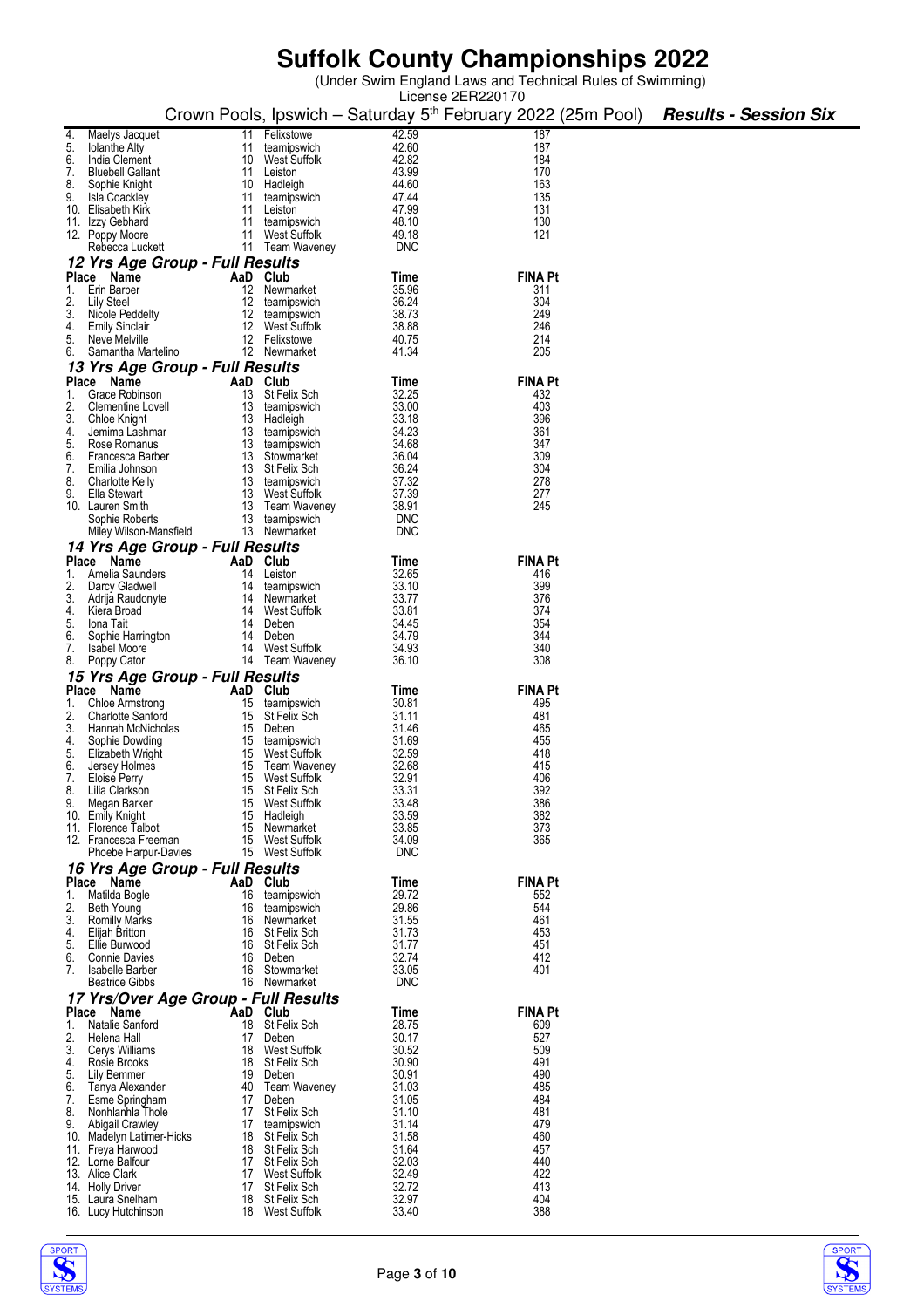# Suffolk County Championships 2022

(Under Swim England Laws and Technical Rules of Swimming)
License 2ER220170

Crown Pools, Ipswich – Saturday 5th February 2022 (25m Pool) ***Results - Session Six***

| Place | Name | AaD | Club | Time | FINA Pt |
|---|---|---|---|---|---|
| 4. | Maelys Jacquet | 11 | Felixstowe | 42.59 | 187 |
| 5. | Iolanthe Alty | 11 | teamipswich | 42.60 | 187 |
| 6. | India Clement | 10 | West Suffolk | 42.82 | 184 |
| 7. | Bluebell Gallant | 11 | Leiston | 43.99 | 170 |
| 8. | Sophie Knight | 10 | Hadleigh | 44.60 | 163 |
| 9. | Isla Coackley | 11 | teamipswich | 47.44 | 135 |
| 10. | Elisabeth Kirk | 11 | Leiston | 47.99 | 131 |
| 11. | Izzy Gebhard | 11 | teamipswich | 48.10 | 130 |
| 12. | Poppy Moore | 11 | West Suffolk | 49.18 | 121 |
| | Rebecca Luckett | 11 | Team Waveney | DNC | |

### 12 Yrs Age Group - Full Results

| Place | Name | AaD | Club | Time | FINA Pt |
|---|---|---|---|---|---|
| 1. | Erin Barber | 12 | Newmarket | 35.96 | 311 |
| 2. | Lily Steel | 12 | teamipswich | 36.24 | 304 |
| 3. | Nicole Peddelty | 12 | teamipswich | 38.73 | 249 |
| 4. | Emily Sinclair | 12 | West Suffolk | 38.88 | 246 |
| 5. | Neve Melville | 12 | Felixstowe | 40.75 | 214 |
| 6. | Samantha Martelino | 12 | Newmarket | 41.34 | 205 |

### 13 Yrs Age Group - Full Results

| Place | Name | AaD | Club | Time | FINA Pt |
|---|---|---|---|---|---|
| 1. | Grace Robinson | 13 | St Felix Sch | 32.25 | 432 |
| 2. | Clementine Lovell | 13 | teamipswich | 33.00 | 403 |
| 3. | Chloe Knight | 13 | Hadleigh | 33.18 | 396 |
| 4. | Jemima Lashmar | 13 | teamipswich | 34.23 | 361 |
| 5. | Rose Romanus | 13 | teamipswich | 34.68 | 347 |
| 6. | Francesca Barber | 13 | Stowmarket | 36.04 | 309 |
| 7. | Emilia Johnson | 13 | St Felix Sch | 36.24 | 304 |
| 8. | Charlotte Kelly | 13 | teamipswich | 37.32 | 278 |
| 9. | Ella Stewart | 13 | West Suffolk | 37.39 | 277 |
| 10. | Lauren Smith | 13 | Team Waveney | 38.91 | 245 |
| | Sophie Roberts | 13 | teamipswich | DNC | |
| | Miley Wilson-Mansfield | 13 | Newmarket | DNC | |

### 14 Yrs Age Group - Full Results

| Place | Name | AaD | Club | Time | FINA Pt |
|---|---|---|---|---|---|
| 1. | Amelia Saunders | 14 | Leiston | 32.65 | 416 |
| 2. | Darcy Gladwell | 14 | teamipswich | 33.10 | 399 |
| 3. | Adrija Raudonyte | 14 | Newmarket | 33.77 | 376 |
| 4. | Kiera Broad | 14 | West Suffolk | 33.81 | 374 |
| 5. | Iona Tait | 14 | Deben | 34.45 | 354 |
| 6. | Sophie Harrington | 14 | Deben | 34.79 | 344 |
| 7. | Isabel Moore | 14 | West Suffolk | 34.93 | 340 |
| 8. | Poppy Cator | 14 | Team Waveney | 36.10 | 308 |

### 15 Yrs Age Group - Full Results

| Place | Name | AaD | Club | Time | FINA Pt |
|---|---|---|---|---|---|
| 1. | Chloe Armstrong | 15 | teamipswich | 30.81 | 495 |
| 2. | Charlotte Sanford | 15 | St Felix Sch | 31.11 | 481 |
| 3. | Hannah McNicholas | 15 | Deben | 31.46 | 465 |
| 4. | Sophie Dowding | 15 | teamipswich | 31.69 | 455 |
| 5. | Elizabeth Wright | 15 | West Suffolk | 32.59 | 418 |
| 6. | Jersey Holmes | 15 | Team Waveney | 32.68 | 415 |
| 7. | Eloise Perry | 15 | West Suffolk | 32.91 | 406 |
| 8. | Lilia Clarkson | 15 | St Felix Sch | 33.31 | 392 |
| 9. | Megan Barker | 15 | West Suffolk | 33.48 | 386 |
| 10. | Emily Knight | 15 | Hadleigh | 33.59 | 382 |
| 11. | Florence Talbot | 15 | Newmarket | 33.85 | 373 |
| 12. | Francesca Freeman | 15 | West Suffolk | 34.09 | 365 |
| | Phoebe Harpur-Davies | 15 | West Suffolk | DNC | |

### 16 Yrs Age Group - Full Results

| Place | Name | AaD | Club | Time | FINA Pt |
|---|---|---|---|---|---|
| 1. | Matilda Bogle | 16 | teamipswich | 29.72 | 552 |
| 2. | Beth Young | 16 | teamipswich | 29.86 | 544 |
| 3. | Romilly Marks | 16 | Newmarket | 31.55 | 461 |
| 4. | Elijah Britton | 16 | St Felix Sch | 31.73 | 453 |
| 5. | Ellie Burwood | 16 | St Felix Sch | 31.77 | 451 |
| 6. | Connie Davies | 16 | Deben | 32.74 | 412 |
| 7. | Isabelle Barber | 16 | Stowmarket | 33.05 | 401 |
| | Beatrice Gibbs | 16 | Newmarket | DNC | |

### 17 Yrs/Over Age Group - Full Results

| Place | Name | AaD | Club | Time | FINA Pt |
|---|---|---|---|---|---|
| 1. | Natalie Sanford | 18 | St Felix Sch | 28.75 | 609 |
| 2. | Helena Hall | 17 | Deben | 30.17 | 527 |
| 3. | Cerys Williams | 18 | West Suffolk | 30.52 | 509 |
| 4. | Rosie Brooks | 18 | St Felix Sch | 30.90 | 491 |
| 5. | Lily Bemmer | 19 | Deben | 30.91 | 490 |
| 6. | Tanya Alexander | 40 | Team Waveney | 31.03 | 485 |
| 7. | Esme Springham | 17 | Deben | 31.05 | 484 |
| 8. | Nonhlanhla Thole | 17 | St Felix Sch | 31.10 | 481 |
| 9. | Abigail Crawley | 17 | teamipswich | 31.14 | 479 |
| 10. | Madelyn Latimer-Hicks | 18 | St Felix Sch | 31.58 | 460 |
| 11. | Freya Harwood | 18 | St Felix Sch | 31.64 | 457 |
| 12. | Lorne Balfour | 17 | St Felix Sch | 32.03 | 440 |
| 13. | Alice Clark | 17 | West Suffolk | 32.49 | 422 |
| 14. | Holly Driver | 17 | St Felix Sch | 32.72 | 413 |
| 15. | Laura Snelham | 18 | St Felix Sch | 32.97 | 404 |
| 16. | Lucy Hutchinson | 18 | West Suffolk | 33.40 | 388 |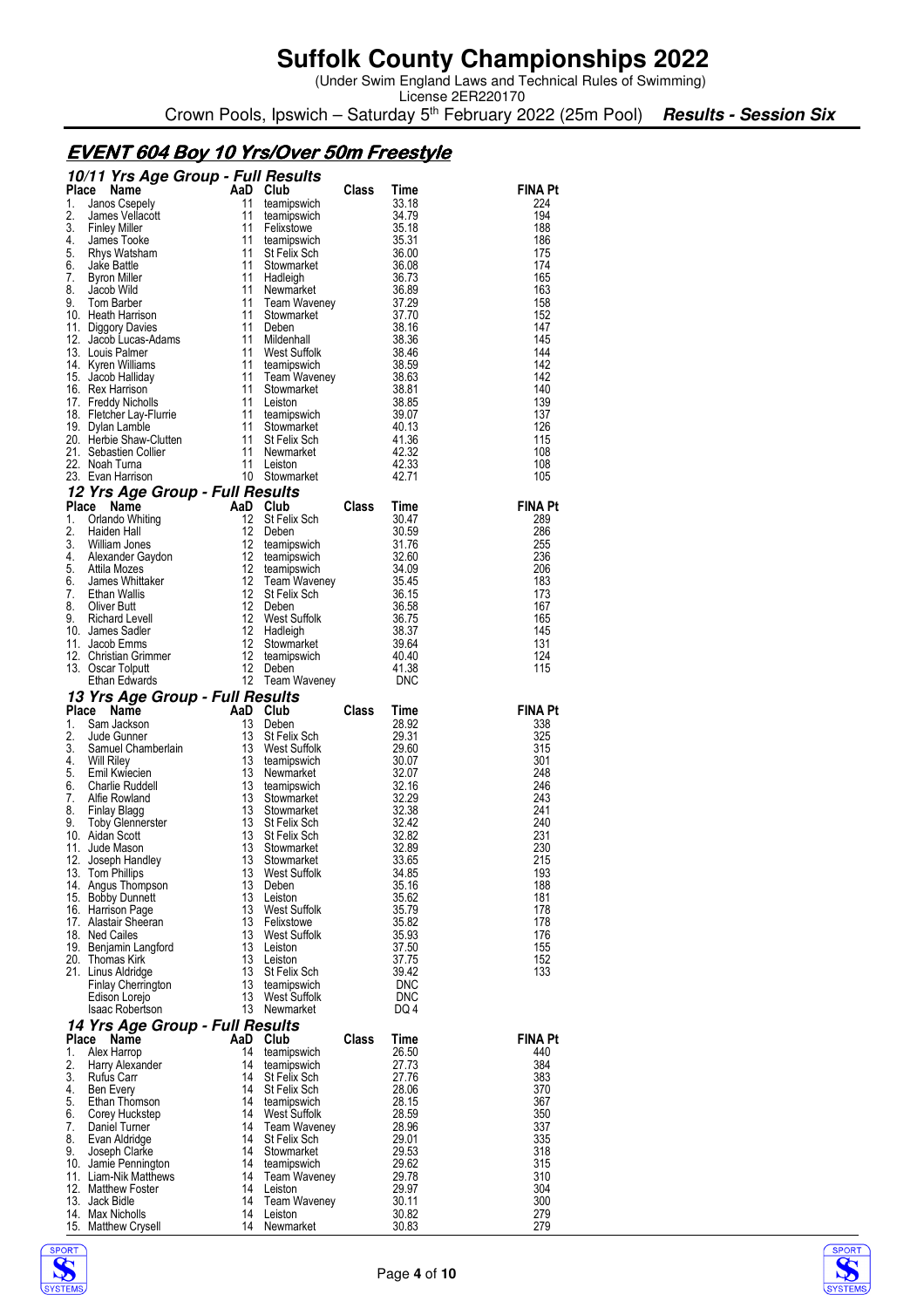# Suffolk County Championships 2022

(Under Swim England Laws and Technical Rules of Swimming)
License 2ER220170

Crown Pools, Ipswich – Saturday 5th February 2022 (25m Pool) ***Results - Session Six***

## EVENT 604 Boy 10 Yrs/Over 50m Freestyle

### 10/11 Yrs Age Group - Full Results

| Place | Name | AaD | Club | Class | Time | FINA Pt |
|---|---|---|---|---|---|---|
| 1. | Janos Csepely | 11 | teamipswich | | 33.18 | 224 |
| 2. | James Vellacott | 11 | teamipswich | | 34.79 | 194 |
| 3. | Finley Miller | 11 | Felixstowe | | 35.18 | 188 |
| 4. | James Tooke | 11 | teamipswich | | 35.31 | 186 |
| 5. | Rhys Watsham | 11 | St Felix Sch | | 36.00 | 175 |
| 6. | Jake Battle | 11 | Stowmarket | | 36.08 | 174 |
| 7. | Byron Miller | 11 | Hadleigh | | 36.73 | 165 |
| 8. | Jacob Wild | 11 | Newmarket | | 36.89 | 163 |
| 9. | Tom Barber | 11 | Team Waveney | | 37.29 | 158 |
| 10. | Heath Harrison | 11 | Stowmarket | | 37.70 | 152 |
| 11. | Diggory Davies | 11 | Deben | | 38.16 | 147 |
| 12. | Jacob Lucas-Adams | 11 | Mildenhall | | 38.36 | 145 |
| 13. | Louis Palmer | 11 | West Suffolk | | 38.46 | 144 |
| 14. | Kyren Williams | 11 | teamipswich | | 38.59 | 142 |
| 15. | Jacob Halliday | 11 | Team Waveney | | 38.63 | 142 |
| 16. | Rex Harrison | 11 | Stowmarket | | 38.81 | 140 |
| 17. | Freddy Nicholls | 11 | Leiston | | 38.85 | 139 |
| 18. | Fletcher Lay-Flurrie | 11 | teamipswich | | 39.07 | 137 |
| 19. | Dylan Lamble | 11 | Stowmarket | | 40.13 | 126 |
| 20. | Herbie Shaw-Clutten | 11 | St Felix Sch | | 41.36 | 115 |
| 21. | Sebastien Collier | 11 | Newmarket | | 42.32 | 108 |
| 22. | Noah Turna | 11 | Leiston | | 42.33 | 108 |
| 23. | Evan Harrison | 10 | Stowmarket | | 42.71 | 105 |

### 12 Yrs Age Group - Full Results

| Place | Name | AaD | Club | Class | Time | FINA Pt |
|---|---|---|---|---|---|---|
| 1. | Orlando Whiting | 12 | St Felix Sch | | 30.47 | 289 |
| 2. | Haiden Hall | 12 | Deben | | 30.59 | 286 |
| 3. | William Jones | 12 | teamipswich | | 31.76 | 255 |
| 4. | Alexander Gaydon | 12 | teamipswich | | 32.60 | 236 |
| 5. | Attila Mozes | 12 | teamipswich | | 34.09 | 206 |
| 6. | James Whittaker | 12 | Team Waveney | | 35.45 | 183 |
| 7. | Ethan Wallis | 12 | St Felix Sch | | 36.15 | 173 |
| 8. | Oliver Butt | 12 | Deben | | 36.58 | 167 |
| 9. | Richard Levell | 12 | West Suffolk | | 36.75 | 165 |
| 10. | James Sadler | 12 | Hadleigh | | 38.37 | 145 |
| 11. | Jacob Emms | 12 | Stowmarket | | 39.64 | 131 |
| 12. | Christian Grimmer | 12 | teamipswich | | 40.40 | 124 |
| 13. | Oscar Tolputt | 12 | Deben | | 41.38 | 115 |
| | Ethan Edwards | 12 | Team Waveney | | DNC | |

### 13 Yrs Age Group - Full Results

| Place | Name | AaD | Club | Class | Time | FINA Pt |
|---|---|---|---|---|---|---|
| 1. | Sam Jackson | 13 | Deben | | 28.92 | 338 |
| 2. | Jude Gunner | 13 | St Felix Sch | | 29.31 | 325 |
| 3. | Samuel Chamberlain | 13 | West Suffolk | | 29.60 | 315 |
| 4. | Will Riley | 13 | teamipswich | | 30.07 | 301 |
| 5. | Emil Kwiecien | 13 | Newmarket | | 32.07 | 248 |
| 6. | Charlie Ruddell | 13 | teamipswich | | 32.16 | 246 |
| 7. | Alfie Rowland | 13 | Stowmarket | | 32.29 | 243 |
| 8. | Finlay Blagg | 13 | Stowmarket | | 32.38 | 241 |
| 9. | Toby Glennerster | 13 | St Felix Sch | | 32.42 | 240 |
| 10. | Aidan Scott | 13 | St Felix Sch | | 32.82 | 231 |
| 11. | Jude Mason | 13 | Stowmarket | | 32.89 | 230 |
| 12. | Joseph Handley | 13 | Stowmarket | | 33.65 | 215 |
| 13. | Tom Phillips | 13 | West Suffolk | | 34.85 | 193 |
| 14. | Angus Thompson | 13 | Deben | | 35.16 | 188 |
| 15. | Bobby Dunnett | 13 | Leiston | | 35.62 | 181 |
| 16. | Harrison Page | 13 | West Suffolk | | 35.79 | 178 |
| 17. | Alastair Sheeran | 13 | Felixstowe | | 35.82 | 178 |
| 18. | Ned Cailes | 13 | West Suffolk | | 35.93 | 176 |
| 19. | Benjamin Langford | 13 | Leiston | | 37.50 | 155 |
| 20. | Thomas Kirk | 13 | Leiston | | 37.75 | 152 |
| 21. | Linus Aldridge | 13 | St Felix Sch | | 39.42 | 133 |
| | Finlay Cherrington | 13 | teamipswich | | DNC | |
| | Edison Lorejo | 13 | West Suffolk | | DNC | |
| | Isaac Robertson | 13 | Newmarket | | DQ 4 | |

### 14 Yrs Age Group - Full Results

| Place | Name | AaD | Club | Class | Time | FINA Pt |
|---|---|---|---|---|---|---|
| 1. | Alex Harrop | 14 | teamipswich | | 26.50 | 440 |
| 2. | Harry Alexander | 14 | teamipswich | | 27.73 | 384 |
| 3. | Rufus Carr | 14 | St Felix Sch | | 27.76 | 383 |
| 4. | Ben Every | 14 | St Felix Sch | | 28.06 | 370 |
| 5. | Ethan Thomson | 14 | teamipswich | | 28.15 | 367 |
| 6. | Corey Huckstep | 14 | West Suffolk | | 28.59 | 350 |
| 7. | Daniel Turner | 14 | Team Waveney | | 28.96 | 337 |
| 8. | Evan Aldridge | 14 | St Felix Sch | | 29.01 | 335 |
| 9. | Joseph Clarke | 14 | Stowmarket | | 29.53 | 318 |
| 10. | Jamie Pennington | 14 | teamipswich | | 29.62 | 315 |
| 11. | Liam-Nik Matthews | 14 | Team Waveney | | 29.78 | 310 |
| 12. | Matthew Foster | 14 | Leiston | | 29.97 | 304 |
| 13. | Jack Bidle | 14 | Team Waveney | | 30.11 | 300 |
| 14. | Max Nicholls | 14 | Leiston | | 30.82 | 279 |
| 15. | Matthew Crysell | 14 | Newmarket | | 30.83 | 279 |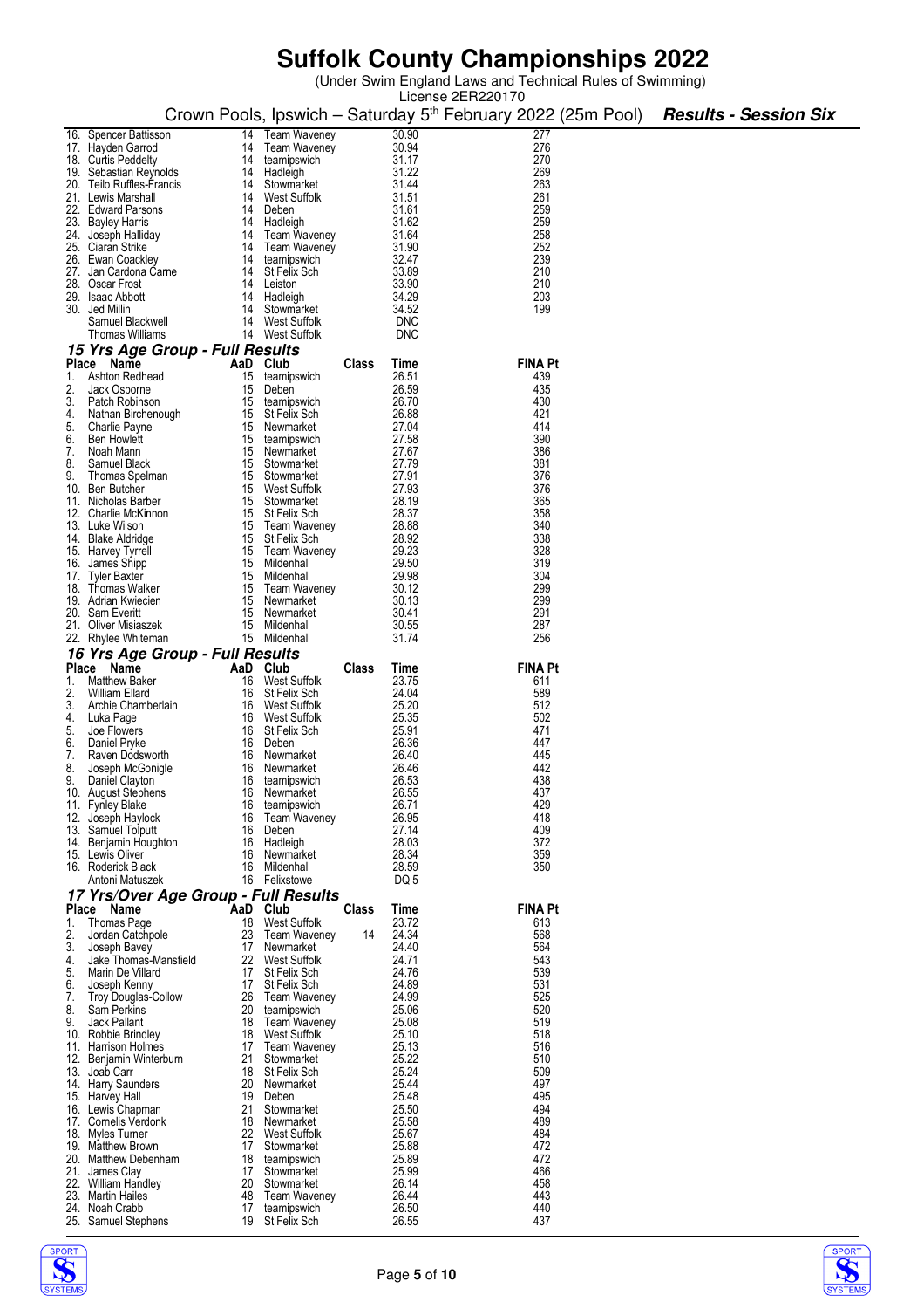# Suffolk County Championships 2022

(Under Swim England Laws and Technical Rules of Swimming)
License 2ER220170

Crown Pools, Ipswich – Saturday 5th February 2022 (25m Pool) ***Results - Session Six***

| Place | Name | AaD | Club | Class | Time | FINA Pt |
|---|---|---|---|---|---|---|
| 16. | Spencer Battisson | 14 | Team Waveney | | 30.90 | 277 |
| 17. | Hayden Garrod | 14 | Team Waveney | | 30.94 | 276 |
| 18. | Curtis Peddelty | 14 | teamipswich | | 31.17 | 270 |
| 19. | Sebastian Reynolds | 14 | Hadleigh | | 31.22 | 269 |
| 20. | Teilo Ruffles-Francis | 14 | Stowmarket | | 31.44 | 263 |
| 21. | Lewis Marshall | 14 | West Suffolk | | 31.51 | 261 |
| 22. | Edward Parsons | 14 | Deben | | 31.61 | 259 |
| 23. | Bayley Harris | 14 | Hadleigh | | 31.62 | 259 |
| 24. | Joseph Halliday | 14 | Team Waveney | | 31.64 | 258 |
| 25. | Ciaran Strike | 14 | Team Waveney | | 31.90 | 252 |
| 26. | Ewan Coackley | 14 | teamipswich | | 32.47 | 239 |
| 27. | Jan Cardona Carne | 14 | St Felix Sch | | 33.89 | 210 |
| 28. | Oscar Frost | 14 | Leiston | | 33.90 | 210 |
| 29. | Isaac Abbott | 14 | Hadleigh | | 34.29 | 203 |
| 30. | Jed Millin | 14 | Stowmarket | | 34.52 | 199 |
| | Samuel Blackwell | 14 | West Suffolk | | DNC | |
| | Thomas Williams | 14 | West Suffolk | | DNC | |

## 15 Yrs Age Group - Full Results

| Place | Name | AaD | Club | Class | Time | FINA Pt |
|---|---|---|---|---|---|---|
| 1. | Ashton Redhead | 15 | teamipswich | | 26.51 | 439 |
| 2. | Jack Osborne | 15 | Deben | | 26.59 | 435 |
| 3. | Patch Robinson | 15 | teamipswich | | 26.70 | 430 |
| 4. | Nathan Birchenough | 15 | St Felix Sch | | 26.88 | 421 |
| 5. | Charlie Payne | 15 | Newmarket | | 27.04 | 414 |
| 6. | Ben Howlett | 15 | teamipswich | | 27.58 | 390 |
| 7. | Noah Mann | 15 | Newmarket | | 27.67 | 386 |
| 8. | Samuel Black | 15 | Stowmarket | | 27.79 | 381 |
| 9. | Thomas Spelman | 15 | Stowmarket | | 27.91 | 376 |
| 10. | Ben Butcher | 15 | West Suffolk | | 27.93 | 376 |
| 11. | Nicholas Barber | 15 | Stowmarket | | 28.19 | 365 |
| 12. | Charlie McKinnon | 15 | St Felix Sch | | 28.37 | 358 |
| 13. | Luke Wilson | 15 | Team Waveney | | 28.88 | 340 |
| 14. | Blake Aldridge | 15 | St Felix Sch | | 28.92 | 338 |
| 15. | Harvey Tyrrell | 15 | Team Waveney | | 29.23 | 328 |
| 16. | James Shipp | 15 | Mildenhall | | 29.50 | 319 |
| 17. | Tyler Baxter | 15 | Mildenhall | | 29.98 | 304 |
| 18. | Thomas Walker | 15 | Team Waveney | | 30.12 | 299 |
| 19. | Adrian Kwiecien | 15 | Newmarket | | 30.13 | 299 |
| 20. | Sam Everitt | 15 | Newmarket | | 30.41 | 291 |
| 21. | Oliver Misiaszek | 15 | Mildenhall | | 30.55 | 287 |
| 22. | Rhylee Whiteman | 15 | Mildenhall | | 31.74 | 256 |

## 16 Yrs Age Group - Full Results

| Place | Name | AaD | Club | Class | Time | FINA Pt |
|---|---|---|---|---|---|---|
| 1. | Matthew Baker | 16 | West Suffolk | | 23.75 | 611 |
| 2. | William Ellard | 16 | St Felix Sch | | 24.04 | 589 |
| 3. | Archie Chamberlain | 16 | West Suffolk | | 25.20 | 512 |
| 4. | Luka Page | 16 | West Suffolk | | 25.35 | 502 |
| 5. | Joe Flowers | 16 | St Felix Sch | | 25.91 | 471 |
| 6. | Daniel Pryke | 16 | Deben | | 26.36 | 447 |
| 7. | Raven Dodsworth | 16 | Newmarket | | 26.40 | 445 |
| 8. | Joseph McGonigle | 16 | Newmarket | | 26.46 | 442 |
| 9. | Daniel Clayton | 16 | teamipswich | | 26.53 | 438 |
| 10. | August Stephens | 16 | Newmarket | | 26.55 | 437 |
| 11. | Fynley Blake | 16 | teamipswich | | 26.71 | 429 |
| 12. | Joseph Haylock | 16 | Team Waveney | | 26.95 | 418 |
| 13. | Samuel Tolputt | 16 | Deben | | 27.14 | 409 |
| 14. | Benjamin Houghton | 16 | Hadleigh | | 28.03 | 372 |
| 15. | Lewis Oliver | 16 | Newmarket | | 28.34 | 359 |
| 16. | Roderick Black | 16 | Mildenhall | | 28.59 | 350 |
| | Antoni Matuszek | 16 | Felixstowe | | DQ 5 | |

## 17 Yrs/Over Age Group - Full Results

| Place | Name | AaD | Club | Class | Time | FINA Pt |
|---|---|---|---|---|---|---|
| 1. | Thomas Page | 18 | West Suffolk | | 23.72 | 613 |
| 2. | Jordan Catchpole | 23 | Team Waveney | 14 | 24.34 | 568 |
| 3. | Joseph Bavey | 17 | Newmarket | | 24.40 | 564 |
| 4. | Jake Thomas-Mansfield | 22 | West Suffolk | | 24.71 | 543 |
| 5. | Marin De Villard | 17 | St Felix Sch | | 24.76 | 539 |
| 6. | Joseph Kenny | 17 | St Felix Sch | | 24.89 | 531 |
| 7. | Troy Douglas-Collow | 26 | Team Waveney | | 24.99 | 525 |
| 8. | Sam Perkins | 20 | teamipswich | | 25.06 | 520 |
| 9. | Jack Pallant | 18 | Team Waveney | | 25.08 | 519 |
| 10. | Robbie Brindley | 18 | West Suffolk | | 25.10 | 518 |
| 11. | Harrison Holmes | 17 | Team Waveney | | 25.13 | 516 |
| 12. | Benjamin Winterburn | 21 | Stowmarket | | 25.22 | 510 |
| 13. | Joab Carr | 18 | St Felix Sch | | 25.24 | 509 |
| 14. | Harry Saunders | 20 | Newmarket | | 25.44 | 497 |
| 15. | Harvey Hall | 19 | Deben | | 25.48 | 495 |
| 16. | Lewis Chapman | 21 | Stowmarket | | 25.50 | 494 |
| 17. | Cornelis Verdonk | 18 | Newmarket | | 25.58 | 489 |
| 18. | Myles Turner | 22 | West Suffolk | | 25.67 | 484 |
| 19. | Matthew Brown | 17 | Stowmarket | | 25.88 | 472 |
| 20. | Matthew Debenham | 18 | teamipswich | | 25.89 | 472 |
| 21. | James Clay | 17 | Stowmarket | | 25.99 | 466 |
| 22. | William Handley | 20 | Stowmarket | | 26.14 | 458 |
| 23. | Martin Hailes | 48 | Team Waveney | | 26.44 | 443 |
| 24. | Noah Crabb | 17 | teamipswich | | 26.50 | 440 |
| 25. | Samuel Stephens | 19 | St Felix Sch | | 26.55 | 437 |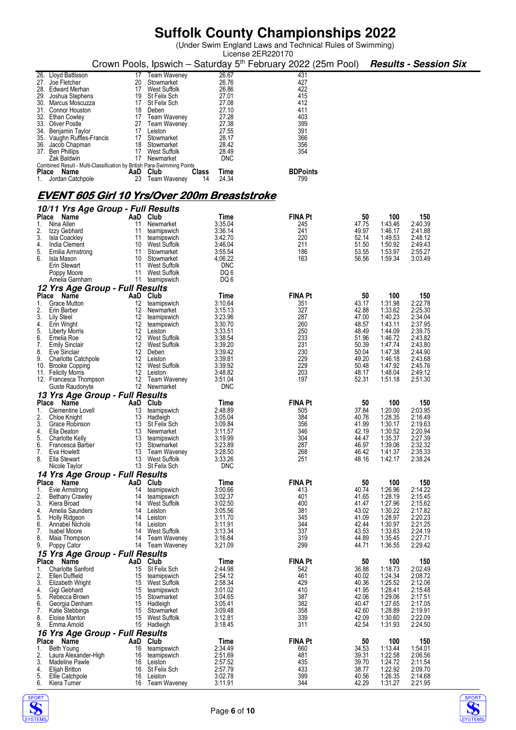# Suffolk County Championships 2022

(Under Swim England Laws and Technical Rules of Swimming)
License 2ER220170

Crown Pools, Ipswich – Saturday 5th February 2022 (25m Pool) ***Results - Session Six***

| Place | Name | AaD | Club | Time | FINA Pt |
|---|---|---|---|---|---|
| 26. | Lloyd Battisson | 17 | Team Waveney | 26.67 | 431 |
| 27. | Joe Fletcher | 20 | Stowmarket | 26.76 | 427 |
| 28. | Edward Merhan | 17 | West Suffolk | 26.86 | 422 |
| 29. | Joshua Stephens | 19 | St Felix Sch | 27.01 | 415 |
| 30. | Marcus Moscuzza | 17 | St Felix Sch | 27.08 | 412 |
| 31. | Connor Houston | 18 | Deben | 27.10 | 411 |
| 32. | Ethan Cowley | 17 | Team Waveney | 27.28 | 403 |
| 33. | Oliver Postle | 27 | Team Waveney | 27.38 | 399 |
| 34. | Benjamin Taylor | 17 | Leiston | 27.55 | 391 |
| 35. | Vaughn Ruffles-Francis | 17 | Stowmarket | 28.17 | 366 |
| 36. | Jacob Chapman | 18 | Stowmarket | 28.42 | 356 |
| 37. | Ben Phillips | 17 | West Suffolk | 28.49 | 354 |
| | Zak Baldwin | 17 | Newmarket | DNC | |

Combined Result - Multi-Classification by British Para-Swimming Points

| Place | Name | AaD | Club | Class | Time | BDPoints |
|---|---|---|---|---|---|---|
| 1. | Jordan Catchpole | 23 | Team Waveney | 14 | 24.34 | 799 |

## EVENT 605 Girl 10 Yrs/Over 200m Breaststroke

### 10/11 Yrs Age Group - Full Results

| Place | Name | AaD | Club | Time | FINA Pt | 50 | 100 | 150 |
|---|---|---|---|---|---|---|---|---|
| 1. | Nina Allen | 11 | Newmarket | 3:35.04 | 245 | 47.75 | 1:43.46 | 2:40.39 |
| 2. | Izzy Gebhard | 11 | teamipswich | 3:36.14 | 241 | 49.97 | 1:46.17 | 2:41.88 |
| 3. | Isla Coackley | 11 | teamipswich | 3:42.70 | 220 | 52.14 | 1:49.53 | 2:48.12 |
| 4. | India Clement | 10 | West Suffolk | 3:46.04 | 211 | 51.50 | 1:50.92 | 2:49.43 |
| 5. | Emilia Armstrong | 11 | Stowmarket | 3:55.54 | 186 | 53.55 | 1:53.97 | 2:55.27 |
| 6. | Isla Mason | 10 | Stowmarket | 4:06.22 | 163 | 56.56 | 1:59.34 | 3:03.49 |
| | Erin Stewart | 11 | West Suffolk | DNC | | | | |
| | Poppy Moore | 11 | West Suffolk | DQ 6 | | | | |
| | Amelia Garnham | 11 | teamipswich | DQ 6 | | | | |

### 12 Yrs Age Group - Full Results

| Place | Name | AaD | Club | Time | FINA Pt | 50 | 100 | 150 |
|---|---|---|---|---|---|---|---|---|
| 1. | Grace Mutton | 12 | teamipswich | 3:10.64 | 351 | 43.17 | 1:31.98 | 2:22.78 |
| 2. | Erin Barber | 12 | Newmarket | 3:15.13 | 327 | 42.88 | 1:33.62 | 2:25.30 |
| 3. | Lily Steel | 12 | teamipswich | 3:23.96 | 287 | 47.00 | 1:40.23 | 2:34.04 |
| 4. | Erin Wright | 12 | teamipswich | 3:30.70 | 260 | 48.57 | 1:43.11 | 2:37.95 |
| 5. | Liberty Morris | 12 | Leiston | 3:33.51 | 250 | 48.49 | 1:44.09 | 2:39.75 |
| 6. | Emelia Roe | 12 | West Suffolk | 3:38.54 | 233 | 51.96 | 1:46.72 | 2:43.82 |
| 7. | Emily Sinclair | 12 | West Suffolk | 3:39.20 | 231 | 50.39 | 1:47.74 | 2:43.80 |
| 8. | Eve Sinclair | 12 | Deben | 3:39.42 | 230 | 50.04 | 1:47.38 | 2:44.90 |
| 9. | Charlotte Catchpole | 12 | Leiston | 3:39.81 | 229 | 49.20 | 1:46.18 | 2:43.68 |
| 10. | Brooke Copping | 12 | West Suffolk | 3:39.92 | 229 | 50.48 | 1:47.92 | 2:45.76 |
| 11. | Felicity Morris | 12 | Leiston | 3:48.82 | 203 | 48.17 | 1:48.04 | 2:49.12 |
| 12. | Francesca Thompson | 12 | Team Waveney | 3:51.04 | 197 | 52.31 | 1:51.18 | 2:51.30 |
| | Guste Raudonyte | 12 | Newmarket | DNC | | | | |

### 13 Yrs Age Group - Full Results

| Place | Name | AaD | Club | Time | FINA Pt | 50 | 100 | 150 |
|---|---|---|---|---|---|---|---|---|
| 1. | Clementine Lovell | 13 | teamipswich | 2:48.89 | 505 | 37.84 | 1:20.00 | 2:03.95 |
| 2. | Chloe Knight | 13 | Hadleigh | 3:05.04 | 384 | 40.76 | 1:28.35 | 2:16.49 |
| 3. | Grace Robinson | 13 | St Felix Sch | 3:09.84 | 356 | 41.99 | 1:30.17 | 2:19.63 |
| 4. | Ella Deaton | 13 | Newmarket | 3:11.57 | 346 | 42.19 | 1:30.52 | 2:20.94 |
| 5. | Charlotte Kelly | 13 | teamipswich | 3:19.99 | 304 | 44.47 | 1:35.37 | 2:27.39 |
| 6. | Francesca Barber | 13 | Stowmarket | 3:23.89 | 287 | 46.97 | 1:39.06 | 2:32.32 |
| 7. | Eva Howlett | 13 | Team Waveney | 3:28.50 | 268 | 46.42 | 1:41.37 | 2:35.33 |
| 8. | Ella Stewart | 13 | West Suffolk | 3:33.26 | 251 | 48.16 | 1:42.17 | 2:38.24 |
| | Nicole Taylor | 13 | St Felix Sch | DNC | | | | |

### 14 Yrs Age Group - Full Results

| Place | Name | AaD | Club | Time | FINA Pt | 50 | 100 | 150 |
|---|---|---|---|---|---|---|---|---|
| 1. | Evie Armstrong | 14 | teamipswich | 3:00.66 | 413 | 40.74 | 1:26.96 | 2:14.22 |
| 2. | Bethany Crawley | 14 | teamipswich | 3:02.37 | 401 | 41.65 | 1:28.19 | 2:15.45 |
| 3. | Kiera Broad | 14 | West Suffolk | 3:02.50 | 400 | 41.47 | 1:27.96 | 2:15.62 |
| 4. | Amelia Saunders | 14 | Leiston | 3:05.56 | 381 | 43.02 | 1:30.22 | 2:17.82 |
| 5. | Holly Ridgeon | 14 | Leiston | 3:11.70 | 345 | 41.09 | 1:28.97 | 2:20.23 |
| 6. | Annabel Nichols | 14 | Leiston | 3:11.91 | 344 | 42.44 | 1:30.97 | 2:21.25 |
| 7. | Isabel Moore | 14 | West Suffolk | 3:13.34 | 337 | 43.53 | 1:33.63 | 2:24.19 |
| 8. | Maia Thompson | 14 | Team Waveney | 3:16.84 | 319 | 44.89 | 1:35.45 | 2:27.71 |
| 9. | Poppy Cator | 14 | Team Waveney | 3:21.09 | 299 | 44.71 | 1:36.55 | 2:29.42 |

### 15 Yrs Age Group - Full Results

| Place | Name | AaD | Club | Time | FINA Pt | 50 | 100 | 150 |
|---|---|---|---|---|---|---|---|---|
| 1. | Charlotte Sanford | 15 | St Felix Sch | 2:44.98 | 542 | 36.88 | 1:18.73 | 2:02.49 |
| 2. | Ellen Duffield | 15 | teamipswich | 2:54.12 | 461 | 40.02 | 1:24.34 | 2:08.72 |
| 3. | Elizabeth Wright | 15 | West Suffolk | 2:58.34 | 429 | 40.36 | 1:25.52 | 2:12.06 |
| 4. | Gigi Gebhard | 15 | teamipswich | 3:01.02 | 410 | 41.95 | 1:28.41 | 2:15.48 |
| 5. | Rebecca Brown | 15 | Stowmarket | 3:04.65 | 387 | 42.06 | 1:29.06 | 2:17.51 |
| 6. | Georgia Denham | 15 | Hadleigh | 3:05.41 | 382 | 40.47 | 1:27.65 | 2:17.05 |
| 7. | Katie Stebbings | 15 | Stowmarket | 3:09.48 | 358 | 42.60 | 1:28.89 | 2:19.91 |
| 8. | Eloise Manton | 15 | West Suffolk | 3:12.81 | 339 | 42.09 | 1:30.60 | 2:22.09 |
| 9. | Emma Arnold | 15 | Hadleigh | 3:18.45 | 311 | 42.54 | 1:31.93 | 2:24.50 |

### 16 Yrs Age Group - Full Results

| Place | Name | AaD | Club | Time | FINA Pt | 50 | 100 | 150 |
|---|---|---|---|---|---|---|---|---|
| 1. | Beth Young | 16 | teamipswich | 2:34.49 | 660 | 34.53 | 1:13.44 | 1:54.01 |
| 2. | Laura Alexander-High | 16 | teamipswich | 2:51.69 | 481 | 39.31 | 1:22.58 | 2:06.56 |
| 3. | Madeline Pawle | 16 | Leiston | 2:57.52 | 435 | 39.70 | 1:24.72 | 2:11.54 |
| 4. | Elijah Britton | 16 | St Felix Sch | 2:57.79 | 433 | 38.77 | 1:22.92 | 2:09.70 |
| 5. | Ellie Catchpole | 16 | Leiston | 3:02.78 | 399 | 40.56 | 1:26.35 | 2:14.68 |
| 6. | Kiera Turner | 16 | Team Waveney | 3:11.91 | 344 | 42.29 | 1:31.27 | 2:21.95 |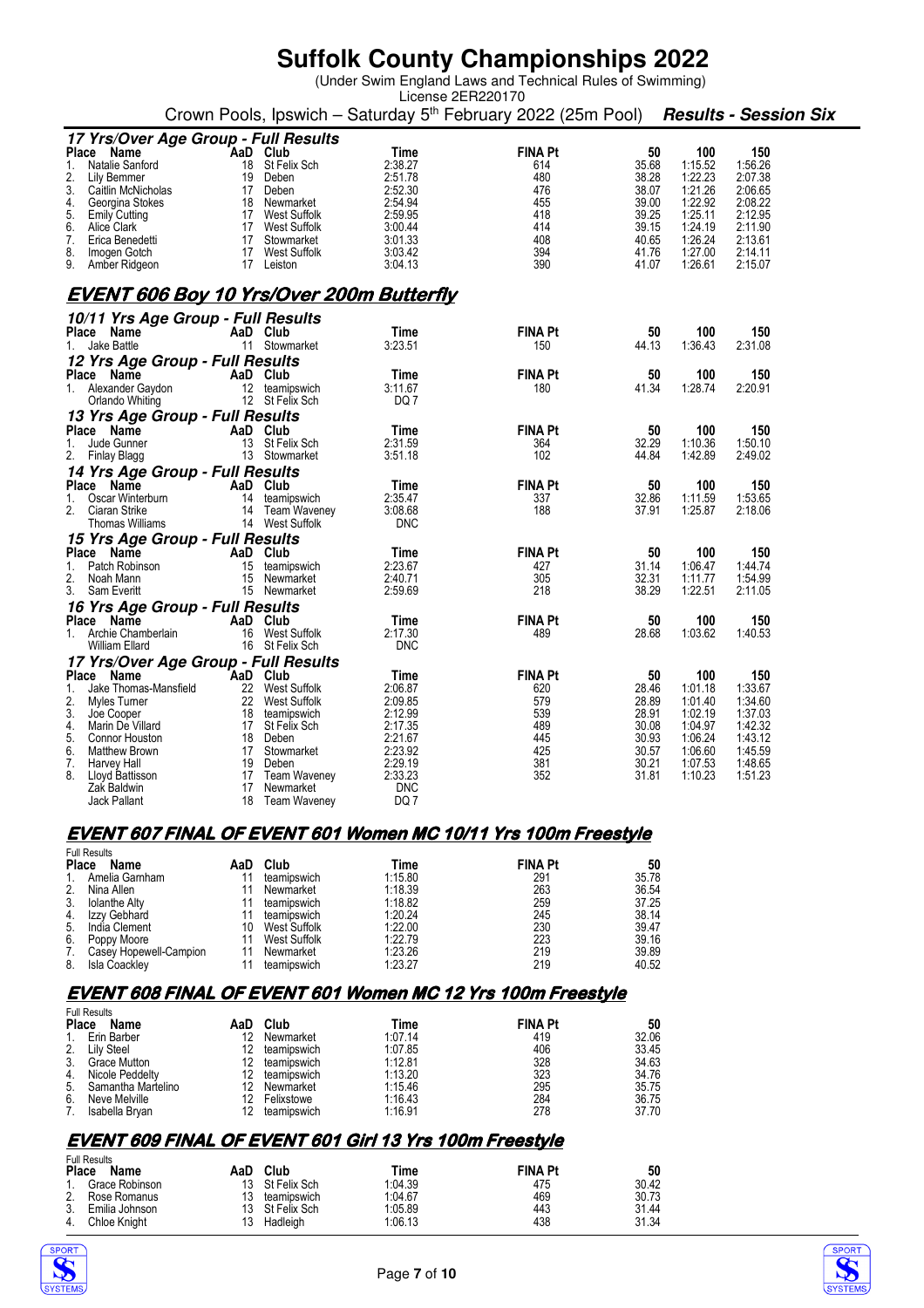# Suffolk County Championships 2022

(Under Swim England Laws and Technical Rules of Swimming)
License 2ER220170

Crown Pools, Ipswich – Saturday 5th February 2022 (25m Pool) ***Results - Session Six***

### 17 Yrs/Over Age Group - Full Results

| Place | Name | AaD | Club | Time | FINA Pt | 50 | 100 | 150 |
|---|---|---|---|---|---|---|---|---|
| 1. | Natalie Sanford | 18 | St Felix Sch | 2:38.27 | 614 | 35.68 | 1:15.52 | 1:56.26 |
| 2. | Lily Bemmer | 19 | Deben | 2:51.78 | 480 | 38.28 | 1:22.23 | 2:07.38 |
| 3. | Caitlin McNicholas | 17 | Deben | 2:52.30 | 476 | 38.07 | 1:21.26 | 2:06.65 |
| 4. | Georgina Stokes | 18 | Newmarket | 2:54.94 | 455 | 39.00 | 1:22.92 | 2:08.22 |
| 5. | Emily Cutting | 17 | West Suffolk | 2:59.95 | 418 | 39.25 | 1:25.11 | 2:12.95 |
| 6. | Alice Clark | 17 | West Suffolk | 3:00.44 | 414 | 39.15 | 1:24.19 | 2:11.90 |
| 7. | Erica Benedetti | 17 | Stowmarket | 3:01.33 | 408 | 40.65 | 1:26.24 | 2:13.61 |
| 8. | Imogen Gotch | 17 | West Suffolk | 3:03.42 | 394 | 41.76 | 1:27.00 | 2:14.11 |
| 9. | Amber Ridgeon | 17 | Leiston | 3:04.13 | 390 | 41.07 | 1:26.61 | 2:15.07 |

## EVENT 606 Boy 10 Yrs/Over 200m Butterfly

### 10/11 Yrs Age Group - Full Results

| Place | Name | AaD | Club | Time | FINA Pt | 50 | 100 | 150 |
|---|---|---|---|---|---|---|---|---|
| 1. | Jake Battle | 11 | Stowmarket | 3:23.51 | 150 | 44.13 | 1:36.43 | 2:31.08 |

### 12 Yrs Age Group - Full Results

| Place | Name | AaD | Club | Time | FINA Pt | 50 | 100 | 150 |
|---|---|---|---|---|---|---|---|---|
| 1. | Alexander Gaydon | 12 | teamipswich | 3:11.67 | 180 | 41.34 | 1:28.74 | 2:20.91 |
| | Orlando Whiting | 12 | St Felix Sch | DQ 7 | | | | |

### 13 Yrs Age Group - Full Results

| Place | Name | AaD | Club | Time | FINA Pt | 50 | 100 | 150 |
|---|---|---|---|---|---|---|---|---|
| 1. | Jude Gunner | 13 | St Felix Sch | 2:31.59 | 364 | 32.29 | 1:10.36 | 1:50.10 |
| 2. | Finlay Blagg | 13 | Stowmarket | 3:51.18 | 102 | 44.84 | 1:42.89 | 2:49.02 |

### 14 Yrs Age Group - Full Results

| Place | Name | AaD | Club | Time | FINA Pt | 50 | 100 | 150 |
|---|---|---|---|---|---|---|---|---|
| 1. | Oscar Winterburn | 14 | teamipswich | 2:35.47 | 337 | 32.86 | 1:11.59 | 1:53.65 |
| 2. | Ciaran Strike | 14 | Team Waveney | 3:08.68 | 188 | 37.91 | 1:25.87 | 2:18.06 |
| | Thomas Williams | 14 | West Suffolk | DNC | | | | |

### 15 Yrs Age Group - Full Results

| Place | Name | AaD | Club | Time | FINA Pt | 50 | 100 | 150 |
|---|---|---|---|---|---|---|---|---|
| 1. | Patch Robinson | 15 | teamipswich | 2:23.67 | 427 | 31.14 | 1:06.47 | 1:44.74 |
| 2. | Noah Mann | 15 | Newmarket | 2:40.71 | 305 | 32.31 | 1:11.77 | 1:54.99 |
| 3. | Sam Everitt | 15 | Newmarket | 2:59.69 | 218 | 38.29 | 1:22.51 | 2:11.05 |

### 16 Yrs Age Group - Full Results

| Place | Name | AaD | Club | Time | FINA Pt | 50 | 100 | 150 |
|---|---|---|---|---|---|---|---|---|
| 1. | Archie Chamberlain | 16 | West Suffolk | 2:17.30 | 489 | 28.68 | 1:03.62 | 1:40.53 |
| | William Ellard | 16 | St Felix Sch | DNC | | | | |

### 17 Yrs/Over Age Group - Full Results

| Place | Name | AaD | Club | Time | FINA Pt | 50 | 100 | 150 |
|---|---|---|---|---|---|---|---|---|
| 1. | Jake Thomas-Mansfield | 22 | West Suffolk | 2:06.87 | 620 | 28.46 | 1:01.18 | 1:33.67 |
| 2. | Myles Turner | 22 | West Suffolk | 2:09.85 | 579 | 28.89 | 1:01.40 | 1:34.60 |
| 3. | Joe Cooper | 18 | teamipswich | 2:12.99 | 539 | 28.91 | 1:02.19 | 1:37.03 |
| 4. | Marin De Villard | 17 | St Felix Sch | 2:17.35 | 489 | 30.08 | 1:04.97 | 1:42.32 |
| 5. | Connor Houston | 18 | Deben | 2:21.67 | 445 | 30.93 | 1:06.24 | 1:43.12 |
| 6. | Matthew Brown | 17 | Stowmarket | 2:23.92 | 425 | 30.57 | 1:06.60 | 1:45.59 |
| 7. | Harvey Hall | 19 | Deben | 2:29.19 | 381 | 30.21 | 1:07.53 | 1:48.65 |
| 8. | Lloyd Battisson | 17 | Team Waveney | 2:33.23 | 352 | 31.81 | 1:10.23 | 1:51.23 |
| | Zak Baldwin | 17 | Newmarket | DNC | | | | |
| | Jack Pallant | 18 | Team Waveney | DQ 7 | | | | |

## EVENT 607 FINAL OF EVENT 601 Women MC 10/11 Yrs 100m Freestyle

Full Results

| Place | Name | AaD | Club | Time | FINA Pt | 50 |
|---|---|---|---|---|---|---|
| 1. | Amelia Garnham | 11 | teamipswich | 1:15.80 | 291 | 35.78 |
| 2. | Nina Allen | 11 | Newmarket | 1:18.39 | 263 | 36.54 |
| 3. | Iolanthe Alty | 11 | teamipswich | 1:18.82 | 259 | 37.25 |
| 4. | Izzy Gebhard | 11 | teamipswich | 1:20.24 | 245 | 38.14 |
| 5. | India Clement | 10 | West Suffolk | 1:22.00 | 230 | 39.47 |
| 6. | Poppy Moore | 11 | West Suffolk | 1:22.79 | 223 | 39.16 |
| 7. | Casey Hopewell-Campion | 11 | Newmarket | 1:23.26 | 219 | 39.89 |
| 8. | Isla Coackley | 11 | teamipswich | 1:23.27 | 219 | 40.52 |

## EVENT 608 FINAL OF EVENT 601 Women MC 12 Yrs 100m Freestyle

Full Results

| Place | Name | AaD | Club | Time | FINA Pt | 50 |
|---|---|---|---|---|---|---|
| 1. | Erin Barber | 12 | Newmarket | 1:07.14 | 419 | 32.06 |
| 2. | Lily Steel | 12 | teamipswich | 1:07.85 | 406 | 33.45 |
| 3. | Grace Mutton | 12 | teamipswich | 1:12.81 | 328 | 34.63 |
| 4. | Nicole Peddelty | 12 | teamipswich | 1:13.20 | 323 | 34.76 |
| 5. | Samantha Martelino | 12 | Newmarket | 1:15.46 | 295 | 35.75 |
| 6. | Neve Melville | 12 | Felixstowe | 1:16.43 | 284 | 36.75 |
| 7. | Isabella Bryan | 12 | teamipswich | 1:16.91 | 278 | 37.70 |

## EVENT 609 FINAL OF EVENT 601 Girl 13 Yrs 100m Freestyle

Full Results

| Place | Name | AaD | Club | Time | FINA Pt | 50 |
|---|---|---|---|---|---|---|
| 1. | Grace Robinson | 13 | St Felix Sch | 1:04.39 | 475 | 30.42 |
| 2. | Rose Romanus | 13 | teamipswich | 1:04.67 | 469 | 30.73 |
| 3. | Emilia Johnson | 13 | St Felix Sch | 1:05.89 | 443 | 31.44 |
| 4. | Chloe Knight | 13 | Hadleigh | 1:06.13 | 438 | 31.34 |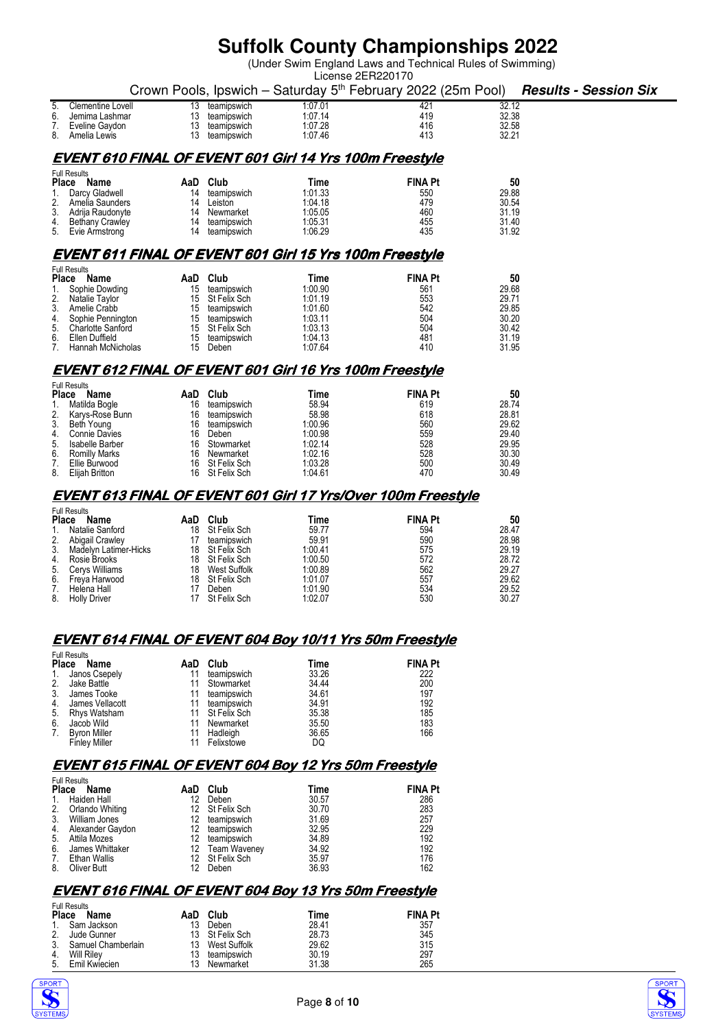# Suffolk County Championships 2022

(Under Swim England Laws and Technical Rules of Swimming)
License 2ER220170

Crown Pools, Ipswich – Saturday 5th February 2022 (25m Pool) ***Results - Session Six***

| Place | Name | AaD | Club | Time | FINA Pt | 50 |
|---|---|---|---|---|---|---|
| 5. | Clementine Lovell | 13 | teamipswich | 1:07.01 | 421 | 32.12 |
| 6. | Jemima Lashmar | 13 | teamipswich | 1:07.14 | 419 | 32.38 |
| 7. | Eveline Gaydon | 13 | teamipswich | 1:07.28 | 416 | 32.58 |
| 8. | Amelia Lewis | 13 | teamipswich | 1:07.46 | 413 | 32.21 |

## EVENT 610 FINAL OF EVENT 601 Girl 14 Yrs 100m Freestyle

Full Results

| Place | Name | AaD | Club | Time | FINA Pt | 50 |
|---|---|---|---|---|---|---|
| 1. | Darcy Gladwell | 14 | teamipswich | 1:01.33 | 550 | 29.88 |
| 2. | Amelia Saunders | 14 | Leiston | 1:04.18 | 479 | 30.54 |
| 3. | Adrija Raudonyte | 14 | Newmarket | 1:05.05 | 460 | 31.19 |
| 4. | Bethany Crawley | 14 | teamipswich | 1:05.31 | 455 | 31.40 |
| 5. | Evie Armstrong | 14 | teamipswich | 1:06.29 | 435 | 31.92 |

## EVENT 611 FINAL OF EVENT 601 Girl 15 Yrs 100m Freestyle

Full Results

| Place | Name | AaD | Club | Time | FINA Pt | 50 |
|---|---|---|---|---|---|---|
| 1. | Sophie Dowding | 15 | teamipswich | 1:00.90 | 561 | 29.68 |
| 2. | Natalie Taylor | 15 | St Felix Sch | 1:01.19 | 553 | 29.71 |
| 3. | Amelie Crabb | 15 | teamipswich | 1:01.60 | 542 | 29.85 |
| 4. | Sophie Pennington | 15 | teamipswich | 1:03.11 | 504 | 30.20 |
| 5. | Charlotte Sanford | 15 | St Felix Sch | 1:03.13 | 504 | 30.42 |
| 6. | Ellen Duffield | 15 | teamipswich | 1:04.13 | 481 | 31.19 |
| 7. | Hannah McNicholas | 15 | Deben | 1:07.64 | 410 | 31.95 |

## EVENT 612 FINAL OF EVENT 601 Girl 16 Yrs 100m Freestyle

Full Results

| Place | Name | AaD | Club | Time | FINA Pt | 50 |
|---|---|---|---|---|---|---|
| 1. | Matilda Bogle | 16 | teamipswich | 58.94 | 619 | 28.74 |
| 2. | Karys-Rose Bunn | 16 | teamipswich | 58.98 | 618 | 28.81 |
| 3. | Beth Young | 16 | teamipswich | 1:00.96 | 560 | 29.62 |
| 4. | Connie Davies | 16 | Deben | 1:00.98 | 559 | 29.40 |
| 5. | Isabelle Barber | 16 | Stowmarket | 1:02.14 | 528 | 29.95 |
| 6. | Romilly Marks | 16 | Newmarket | 1:02.16 | 528 | 30.30 |
| 7. | Ellie Burwood | 16 | St Felix Sch | 1:03.28 | 500 | 30.49 |
| 8. | Elijah Britton | 16 | St Felix Sch | 1:04.61 | 470 | 30.49 |

## EVENT 613 FINAL OF EVENT 601 Girl 17 Yrs/Over 100m Freestyle

Full Results

| Place | Name | AaD | Club | Time | FINA Pt | 50 |
|---|---|---|---|---|---|---|
| 1. | Natalie Sanford | 18 | St Felix Sch | 59.77 | 594 | 28.47 |
| 2. | Abigail Crawley | 17 | teamipswich | 59.91 | 590 | 28.98 |
| 3. | Madelyn Latimer-Hicks | 18 | St Felix Sch | 1:00.41 | 575 | 29.19 |
| 4. | Rosie Brooks | 18 | St Felix Sch | 1:00.50 | 572 | 28.72 |
| 5. | Cerys Williams | 18 | West Suffolk | 1:00.89 | 562 | 29.27 |
| 6. | Freya Harwood | 18 | St Felix Sch | 1:01.07 | 557 | 29.62 |
| 7. | Helena Hall | 17 | Deben | 1:01.90 | 534 | 29.52 |
| 8. | Holly Driver | 17 | St Felix Sch | 1:02.07 | 530 | 30.27 |

## EVENT 614 FINAL OF EVENT 604 Boy 10/11 Yrs 50m Freestyle

Full Results

| Place | Name | AaD | Club | Time | FINA Pt |
|---|---|---|---|---|---|
| 1. | Janos Csepely | 11 | teamipswich | 33.26 | 222 |
| 2. | Jake Battle | 11 | Stowmarket | 34.44 | 200 |
| 3. | James Tooke | 11 | teamipswich | 34.61 | 197 |
| 4. | James Vellacott | 11 | teamipswich | 34.91 | 192 |
| 5. | Rhys Watsham | 11 | St Felix Sch | 35.38 | 185 |
| 6. | Jacob Wild | 11 | Newmarket | 35.50 | 183 |
| 7. | Byron Miller | 11 | Hadleigh | 36.65 | 166 |
| | Finley Miller | 11 | Felixstowe | DQ | |

## EVENT 615 FINAL OF EVENT 604 Boy 12 Yrs 50m Freestyle

Full Results

| Place | Name | AaD | Club | Time | FINA Pt |
|---|---|---|---|---|---|
| 1. | Haiden Hall | 12 | Deben | 30.57 | 286 |
| 2. | Orlando Whiting | 12 | St Felix Sch | 30.70 | 283 |
| 3. | William Jones | 12 | teamipswich | 31.69 | 257 |
| 4. | Alexander Gaydon | 12 | teamipswich | 32.95 | 229 |
| 5. | Attila Mozes | 12 | teamipswich | 34.89 | 192 |
| 6. | James Whittaker | 12 | Team Waveney | 34.92 | 192 |
| 7. | Ethan Wallis | 12 | St Felix Sch | 35.97 | 176 |
| 8. | Oliver Butt | 12 | Deben | 36.93 | 162 |

## EVENT 616 FINAL OF EVENT 604 Boy 13 Yrs 50m Freestyle

Full Results

| Place | Name | AaD | Club | Time | FINA Pt |
|---|---|---|---|---|---|
| 1. | Sam Jackson | 13 | Deben | 28.41 | 357 |
| 2. | Jude Gunner | 13 | St Felix Sch | 28.73 | 345 |
| 3. | Samuel Chamberlain | 13 | West Suffolk | 29.62 | 315 |
| 4. | Will Riley | 13 | teamipswich | 30.19 | 297 |
| 5. | Emil Kwiecien | 13 | Newmarket | 31.38 | 265 |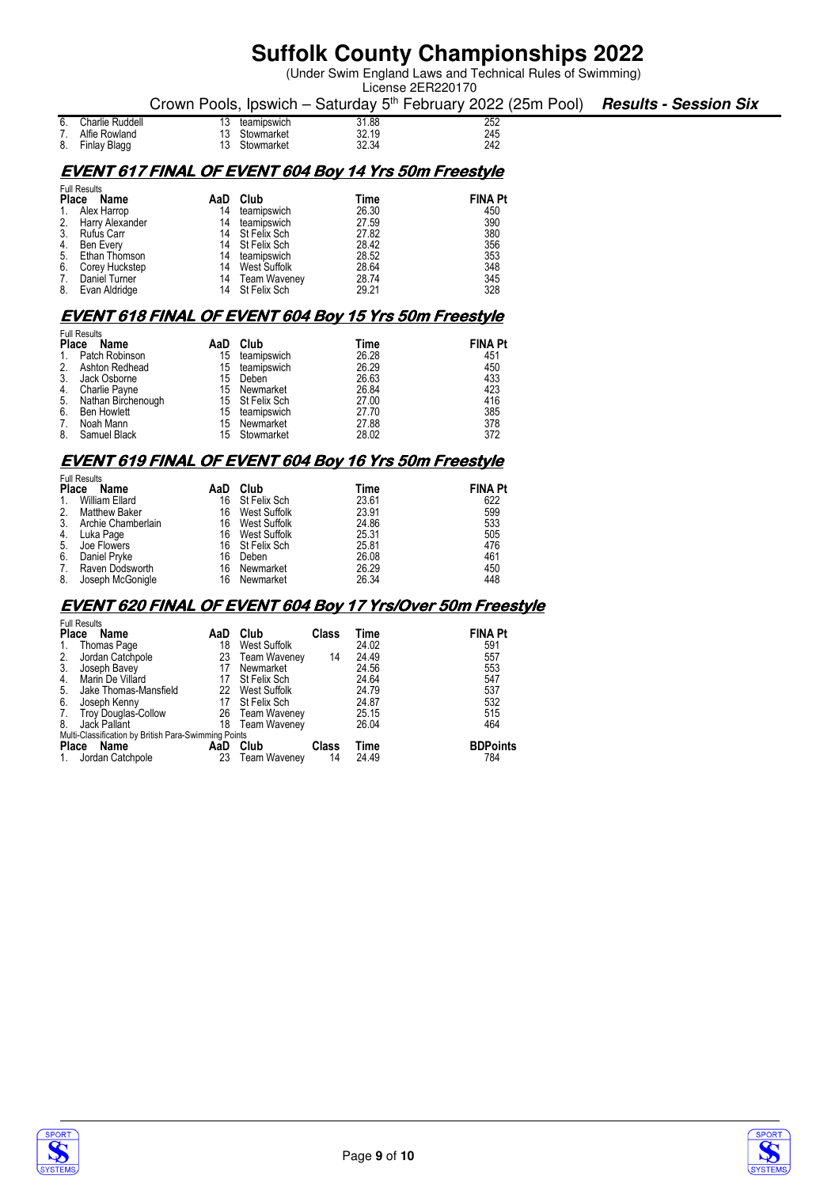# Suffolk County Championships 2022

(Under Swim England Laws and Technical Rules of Swimming)
License 2ER220170

Crown Pools, Ipswich – Saturday 5th February 2022 (25m Pool) ***Results - Session Six***

| Place | Name | AaD | Club | Time | FINA Pt |
|---|---|---|---|---|---|
| 6. | Charlie Ruddell | 13 | teamipswich | 31.88 | 252 |
| 7. | Alfie Rowland | 13 | Stowmarket | 32.19 | 245 |
| 8. | Finlay Blagg | 13 | Stowmarket | 32.34 | 242 |

## EVENT 617 FINAL OF EVENT 604 Boy 14 Yrs 50m Freestyle

Full Results

| Place | Name | AaD | Club | Time | FINA Pt |
|---|---|---|---|---|---|
| 1. | Alex Harrop | 14 | teamipswich | 26.30 | 450 |
| 2. | Harry Alexander | 14 | teamipswich | 27.59 | 390 |
| 3. | Rufus Carr | 14 | St Felix Sch | 27.82 | 380 |
| 4. | Ben Every | 14 | St Felix Sch | 28.42 | 356 |
| 5. | Ethan Thomson | 14 | teamipswich | 28.52 | 353 |
| 6. | Corey Huckstep | 14 | West Suffolk | 28.64 | 348 |
| 7. | Daniel Turner | 14 | Team Waveney | 28.74 | 345 |
| 8. | Evan Aldridge | 14 | St Felix Sch | 29.21 | 328 |

## EVENT 618 FINAL OF EVENT 604 Boy 15 Yrs 50m Freestyle

Full Results

| Place | Name | AaD | Club | Time | FINA Pt |
|---|---|---|---|---|---|
| 1. | Patch Robinson | 15 | teamipswich | 26.28 | 451 |
| 2. | Ashton Redhead | 15 | teamipswich | 26.29 | 450 |
| 3. | Jack Osborne | 15 | Deben | 26.63 | 433 |
| 4. | Charlie Payne | 15 | Newmarket | 26.84 | 423 |
| 5. | Nathan Birchenough | 15 | St Felix Sch | 27.00 | 416 |
| 6. | Ben Howlett | 15 | teamipswich | 27.70 | 385 |
| 7. | Noah Mann | 15 | Newmarket | 27.88 | 378 |
| 8. | Samuel Black | 15 | Stowmarket | 28.02 | 372 |

## EVENT 619 FINAL OF EVENT 604 Boy 16 Yrs 50m Freestyle

Full Results

| Place | Name | AaD | Club | Time | FINA Pt |
|---|---|---|---|---|---|
| 1. | William Ellard | 16 | St Felix Sch | 23.61 | 622 |
| 2. | Matthew Baker | 16 | West Suffolk | 23.91 | 599 |
| 3. | Archie Chamberlain | 16 | West Suffolk | 24.86 | 533 |
| 4. | Luka Page | 16 | West Suffolk | 25.31 | 505 |
| 5. | Joe Flowers | 16 | St Felix Sch | 25.81 | 476 |
| 6. | Daniel Pryke | 16 | Deben | 26.08 | 461 |
| 7. | Raven Dodsworth | 16 | Newmarket | 26.29 | 450 |
| 8. | Joseph McGonigle | 16 | Newmarket | 26.34 | 448 |

## EVENT 620 FINAL OF EVENT 604 Boy 17 Yrs/Over 50m Freestyle

Full Results

| Place | Name | AaD | Club | Class | Time | FINA Pt |
|---|---|---|---|---|---|---|
| 1. | Thomas Page | 18 | West Suffolk | | 24.02 | 591 |
| 2. | Jordan Catchpole | 23 | Team Waveney | 14 | 24.49 | 557 |
| 3. | Joseph Bavey | 17 | Newmarket | | 24.56 | 553 |
| 4. | Marin De Villard | 17 | St Felix Sch | | 24.64 | 547 |
| 5. | Jake Thomas-Mansfield | 22 | West Suffolk | | 24.79 | 537 |
| 6. | Joseph Kenny | 17 | St Felix Sch | | 24.87 | 532 |
| 7. | Troy Douglas-Collow | 26 | Team Waveney | | 25.15 | 515 |
| 8. | Jack Pallant | 18 | Team Waveney | | 26.04 | 464 |

Multi-Classification by British Para-Swimming Points

| Place | Name | AaD | Club | Class | Time | BDPoints |
|---|---|---|---|---|---|---|
| 1. | Jordan Catchpole | 23 | Team Waveney | 14 | 24.49 | 784 |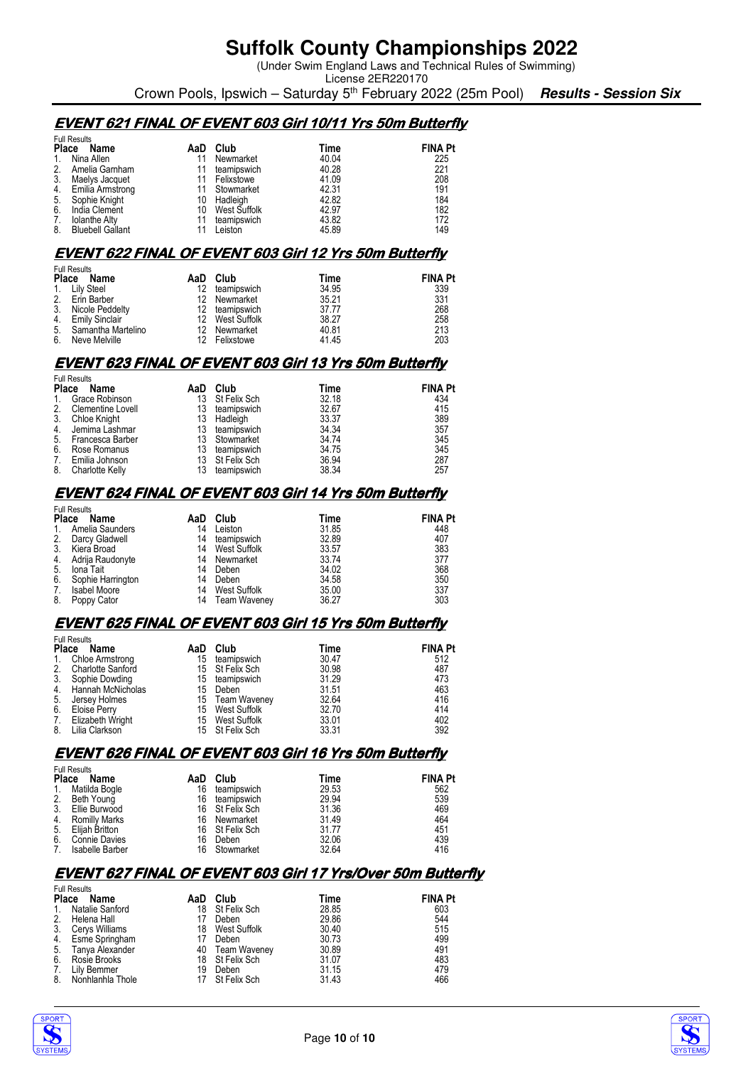# Suffolk County Championships 2022

(Under Swim England Laws and Technical Rules of Swimming)

License 2ER220170

Crown Pools, Ipswich – Saturday 5th February 2022 (25m Pool) ***Results - Session Six***

## EVENT 621 FINAL OF EVENT 603 Girl 10/11 Yrs 50m Butterfly

Full Results

| Place | Name | AaD | Club | Time | FINA Pt |
|---|---|---|---|---|---|
| 1. | Nina Allen | 11 | Newmarket | 40.04 | 225 |
| 2. | Amelia Garnham | 11 | teamipswich | 40.28 | 221 |
| 3. | Maelys Jacquet | 11 | Felixstowe | 41.09 | 208 |
| 4. | Emilia Armstrong | 11 | Stowmarket | 42.31 | 191 |
| 5. | Sophie Knight | 10 | Hadleigh | 42.82 | 184 |
| 6. | India Clement | 10 | West Suffolk | 42.97 | 182 |
| 7. | Iolanthe Alty | 11 | teamipswich | 43.82 | 172 |
| 8. | Bluebell Gallant | 11 | Leiston | 45.89 | 149 |

## EVENT 622 FINAL OF EVENT 603 Girl 12 Yrs 50m Butterfly

Full Results

| Place | Name | AaD | Club | Time | FINA Pt |
|---|---|---|---|---|---|
| 1. | Lily Steel | 12 | teamipswich | 34.95 | 339 |
| 2. | Erin Barber | 12 | Newmarket | 35.21 | 331 |
| 3. | Nicole Peddelty | 12 | teamipswich | 37.77 | 268 |
| 4. | Emily Sinclair | 12 | West Suffolk | 38.27 | 258 |
| 5. | Samantha Martelino | 12 | Newmarket | 40.81 | 213 |
| 6. | Neve Melville | 12 | Felixstowe | 41.45 | 203 |

## EVENT 623 FINAL OF EVENT 603 Girl 13 Yrs 50m Butterfly

Full Results

| Place | Name | AaD | Club | Time | FINA Pt |
|---|---|---|---|---|---|
| 1. | Grace Robinson | 13 | St Felix Sch | 32.18 | 434 |
| 2. | Clementine Lovell | 13 | teamipswich | 32.67 | 415 |
| 3. | Chloe Knight | 13 | Hadleigh | 33.37 | 389 |
| 4. | Jemima Lashmar | 13 | teamipswich | 34.34 | 357 |
| 5. | Francesca Barber | 13 | Stowmarket | 34.74 | 345 |
| 6. | Rose Romanus | 13 | teamipswich | 34.75 | 345 |
| 7. | Emilia Johnson | 13 | St Felix Sch | 36.94 | 287 |
| 8. | Charlotte Kelly | 13 | teamipswich | 38.34 | 257 |

## EVENT 624 FINAL OF EVENT 603 Girl 14 Yrs 50m Butterfly

Full Results

| Place | Name | AaD | Club | Time | FINA Pt |
|---|---|---|---|---|---|
| 1. | Amelia Saunders | 14 | Leiston | 31.85 | 448 |
| 2. | Darcy Gladwell | 14 | teamipswich | 32.89 | 407 |
| 3. | Kiera Broad | 14 | West Suffolk | 33.57 | 383 |
| 4. | Adrija Raudonyte | 14 | Newmarket | 33.74 | 377 |
| 5. | Iona Tait | 14 | Deben | 34.02 | 368 |
| 6. | Sophie Harrington | 14 | Deben | 34.58 | 350 |
| 7. | Isabel Moore | 14 | West Suffolk | 35.00 | 337 |
| 8. | Poppy Cator | 14 | Team Waveney | 36.27 | 303 |

## EVENT 625 FINAL OF EVENT 603 Girl 15 Yrs 50m Butterfly

Full Results

| Place | Name | AaD | Club | Time | FINA Pt |
|---|---|---|---|---|---|
| 1. | Chloe Armstrong | 15 | teamipswich | 30.47 | 512 |
| 2. | Charlotte Sanford | 15 | St Felix Sch | 30.98 | 487 |
| 3. | Sophie Dowding | 15 | teamipswich | 31.29 | 473 |
| 4. | Hannah McNicholas | 15 | Deben | 31.51 | 463 |
| 5. | Jersey Holmes | 15 | Team Waveney | 32.64 | 416 |
| 6. | Eloise Perry | 15 | West Suffolk | 32.70 | 414 |
| 7. | Elizabeth Wright | 15 | West Suffolk | 33.01 | 402 |
| 8. | Lilia Clarkson | 15 | St Felix Sch | 33.31 | 392 |

## EVENT 626 FINAL OF EVENT 603 Girl 16 Yrs 50m Butterfly

Full Results

| Place | Name | AaD | Club | Time | FINA Pt |
|---|---|---|---|---|---|
| 1. | Matilda Bogle | 16 | teamipswich | 29.53 | 562 |
| 2. | Beth Young | 16 | teamipswich | 29.94 | 539 |
| 3. | Ellie Burwood | 16 | St Felix Sch | 31.36 | 469 |
| 4. | Romilly Marks | 16 | Newmarket | 31.49 | 464 |
| 5. | Elijah Britton | 16 | St Felix Sch | 31.77 | 451 |
| 6. | Connie Davies | 16 | Deben | 32.06 | 439 |
| 7. | Isabelle Barber | 16 | Stowmarket | 32.64 | 416 |

## EVENT 627 FINAL OF EVENT 603 Girl 17 Yrs/Over 50m Butterfly

Full Results

| Place | Name | AaD | Club | Time | FINA Pt |
|---|---|---|---|---|---|
| 1. | Natalie Sanford | 18 | St Felix Sch | 28.85 | 603 |
| 2. | Helena Hall | 17 | Deben | 29.86 | 544 |
| 3. | Cerys Williams | 18 | West Suffolk | 30.40 | 515 |
| 4. | Esme Springham | 17 | Deben | 30.73 | 499 |
| 5. | Tanya Alexander | 40 | Team Waveney | 30.89 | 491 |
| 6. | Rosie Brooks | 18 | St Felix Sch | 31.07 | 483 |
| 7. | Lily Bemmer | 19 | Deben | 31.15 | 479 |
| 8. | Nonhlanhla Thole | 17 | St Felix Sch | 31.43 | 466 |